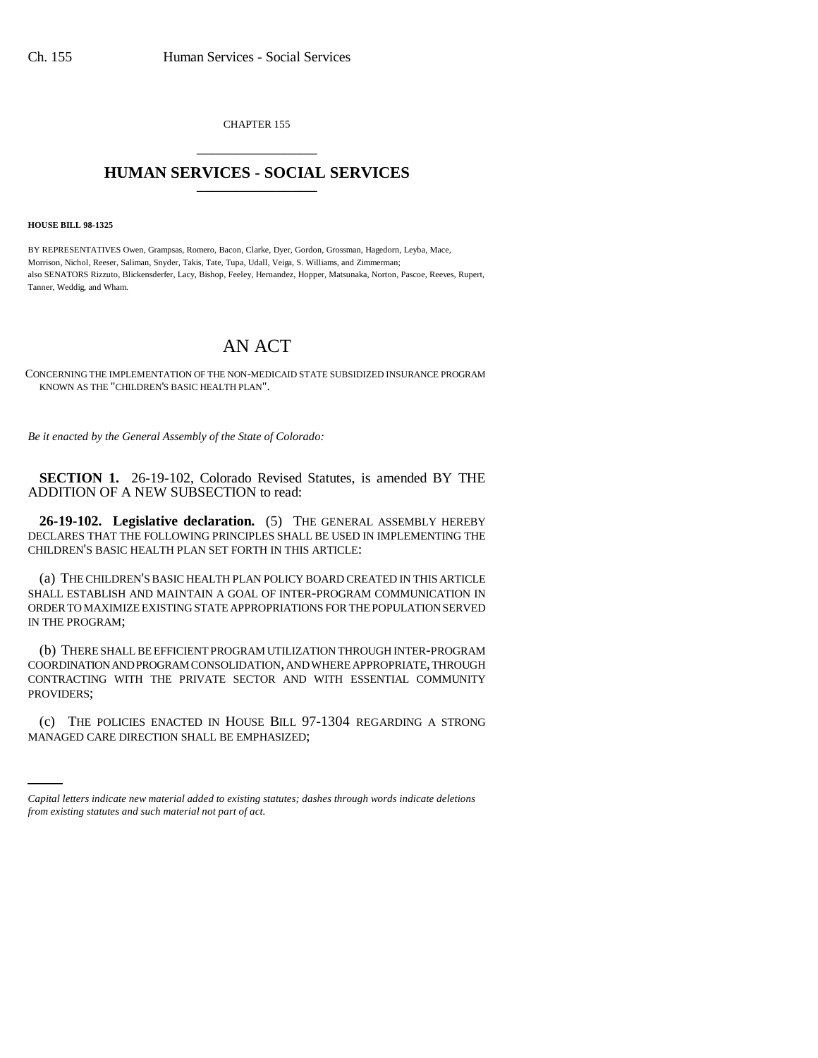CHAPTER 155

# HUMAN SERVICES - SOCIAL SERVICES

**HOUSE BILL 98-1325**

BY REPRESENTATIVES Owen, Grampsas, Romero, Bacon, Clarke, Dyer, Gordon, Grossman, Hagedorn, Leyba, Mace, Morrison, Nichol, Reeser, Saliman, Snyder, Takis, Tate, Tupa, Udall, Veiga, S. Williams, and Zimmerman;
also SENATORS Rizzuto, Blickensderfer, Lacy, Bishop, Feeley, Hernandez, Hopper, Matsunaka, Norton, Pascoe, Reeves, Rupert, Tanner, Weddig, and Wham.

# AN ACT

CONCERNING THE IMPLEMENTATION OF THE NON-MEDICAID STATE SUBSIDIZED INSURANCE PROGRAM KNOWN AS THE "CHILDREN'S BASIC HEALTH PLAN".

*Be it enacted by the General Assembly of the State of Colorado:*

**SECTION 1.** 26-19-102, Colorado Revised Statutes, is amended BY THE ADDITION OF A NEW SUBSECTION to read:

**26-19-102. Legislative declaration.** (5) THE GENERAL ASSEMBLY HEREBY DECLARES THAT THE FOLLOWING PRINCIPLES SHALL BE USED IN IMPLEMENTING THE CHILDREN'S BASIC HEALTH PLAN SET FORTH IN THIS ARTICLE:

(a) THE CHILDREN'S BASIC HEALTH PLAN POLICY BOARD CREATED IN THIS ARTICLE SHALL ESTABLISH AND MAINTAIN A GOAL OF INTER-PROGRAM COMMUNICATION IN ORDER TO MAXIMIZE EXISTING STATE APPROPRIATIONS FOR THE POPULATION SERVED IN THE PROGRAM;

(b) THERE SHALL BE EFFICIENT PROGRAM UTILIZATION THROUGH INTER-PROGRAM COORDINATION AND PROGRAM CONSOLIDATION, AND WHERE APPROPRIATE, THROUGH CONTRACTING WITH THE PRIVATE SECTOR AND WITH ESSENTIAL COMMUNITY PROVIDERS;

(c) THE POLICIES ENACTED IN HOUSE BILL 97-1304 REGARDING A STRONG MANAGED CARE DIRECTION SHALL BE EMPHASIZED;

*Capital letters indicate new material added to existing statutes; dashes through words indicate deletions from existing statutes and such material not part of act.*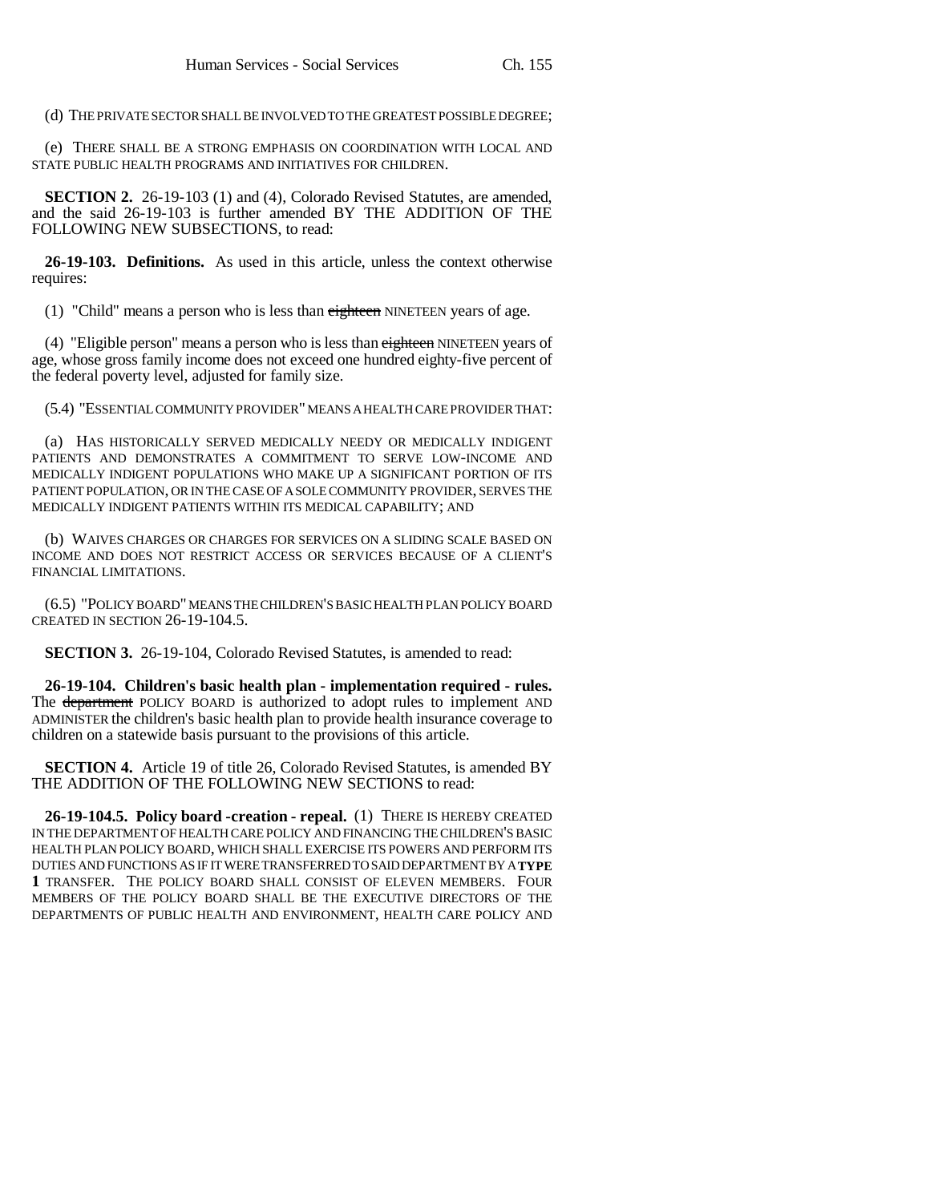(d) THE PRIVATE SECTOR SHALL BE INVOLVED TO THE GREATEST POSSIBLE DEGREE;

(e) THERE SHALL BE A STRONG EMPHASIS ON COORDINATION WITH LOCAL AND STATE PUBLIC HEALTH PROGRAMS AND INITIATIVES FOR CHILDREN.

**SECTION 2.** 26-19-103 (1) and (4), Colorado Revised Statutes, are amended, and the said 26-19-103 is further amended BY THE ADDITION OF THE FOLLOWING NEW SUBSECTIONS, to read:

**26-19-103. Definitions.** As used in this article, unless the context otherwise requires:

(1) "Child" means a person who is less than ~~eighteen~~ NINETEEN years of age.

(4) "Eligible person" means a person who is less than ~~eighteen~~ NINETEEN years of age, whose gross family income does not exceed one hundred eighty-five percent of the federal poverty level, adjusted for family size.

(5.4) "ESSENTIAL COMMUNITY PROVIDER" MEANS A HEALTH CARE PROVIDER THAT:

(a) HAS HISTORICALLY SERVED MEDICALLY NEEDY OR MEDICALLY INDIGENT PATIENTS AND DEMONSTRATES A COMMITMENT TO SERVE LOW-INCOME AND MEDICALLY INDIGENT POPULATIONS WHO MAKE UP A SIGNIFICANT PORTION OF ITS PATIENT POPULATION, OR IN THE CASE OF A SOLE COMMUNITY PROVIDER, SERVES THE MEDICALLY INDIGENT PATIENTS WITHIN ITS MEDICAL CAPABILITY; AND

(b) WAIVES CHARGES OR CHARGES FOR SERVICES ON A SLIDING SCALE BASED ON INCOME AND DOES NOT RESTRICT ACCESS OR SERVICES BECAUSE OF A CLIENT'S FINANCIAL LIMITATIONS.

(6.5) "POLICY BOARD" MEANS THE CHILDREN'S BASIC HEALTH PLAN POLICY BOARD CREATED IN SECTION 26-19-104.5.

**SECTION 3.** 26-19-104, Colorado Revised Statutes, is amended to read:

**26-19-104. Children's basic health plan - implementation required - rules.** The ~~department~~ POLICY BOARD is authorized to adopt rules to implement AND ADMINISTER the children's basic health plan to provide health insurance coverage to children on a statewide basis pursuant to the provisions of this article.

**SECTION 4.** Article 19 of title 26, Colorado Revised Statutes, is amended BY THE ADDITION OF THE FOLLOWING NEW SECTIONS to read:

**26-19-104.5. Policy board -creation - repeal.** (1) THERE IS HEREBY CREATED IN THE DEPARTMENT OF HEALTH CARE POLICY AND FINANCING THE CHILDREN'S BASIC HEALTH PLAN POLICY BOARD, WHICH SHALL EXERCISE ITS POWERS AND PERFORM ITS DUTIES AND FUNCTIONS AS IF IT WERE TRANSFERRED TO SAID DEPARTMENT BY A **TYPE 1** TRANSFER. THE POLICY BOARD SHALL CONSIST OF ELEVEN MEMBERS. FOUR MEMBERS OF THE POLICY BOARD SHALL BE THE EXECUTIVE DIRECTORS OF THE DEPARTMENTS OF PUBLIC HEALTH AND ENVIRONMENT, HEALTH CARE POLICY AND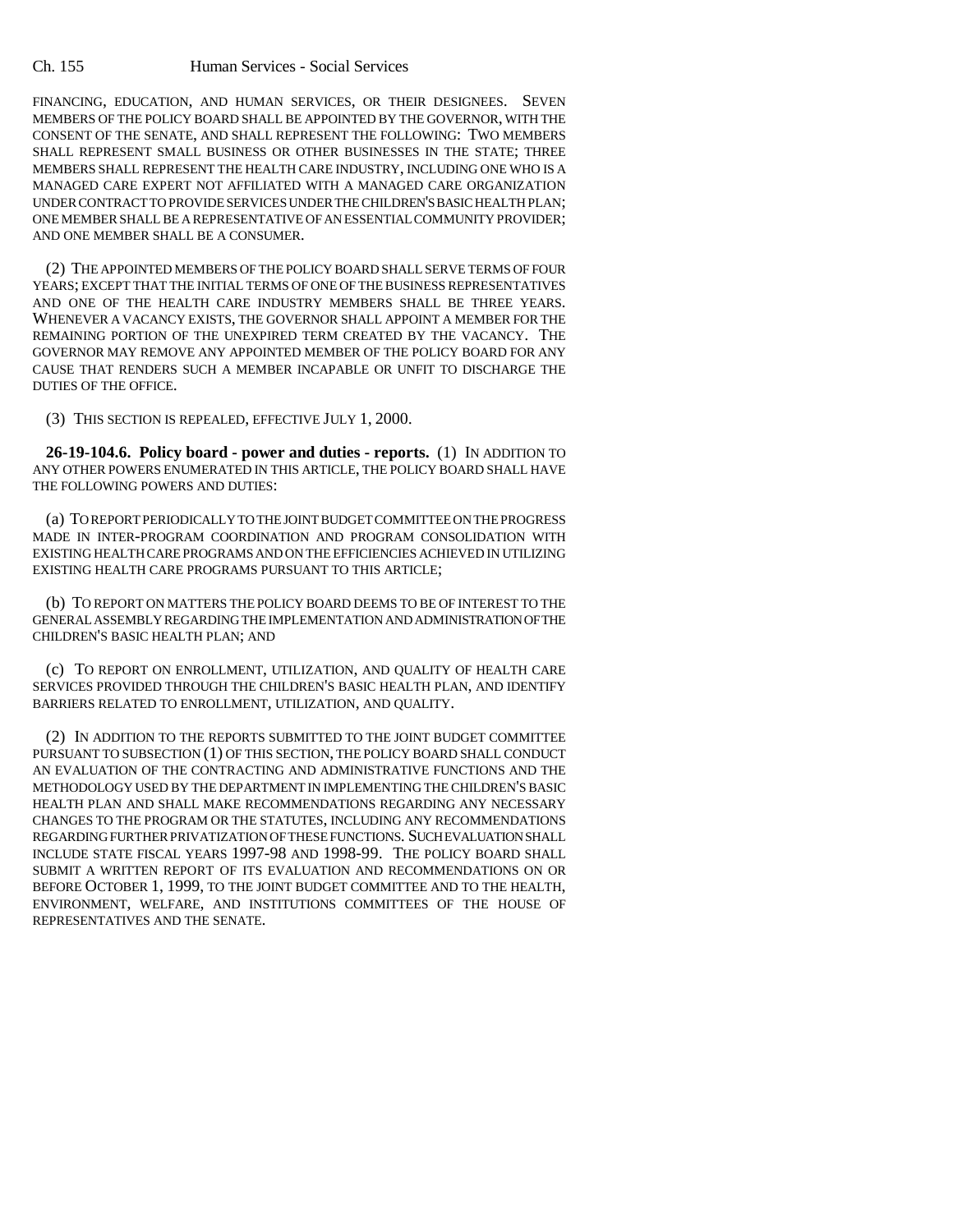FINANCING, EDUCATION, AND HUMAN SERVICES, OR THEIR DESIGNEES. SEVEN MEMBERS OF THE POLICY BOARD SHALL BE APPOINTED BY THE GOVERNOR, WITH THE CONSENT OF THE SENATE, AND SHALL REPRESENT THE FOLLOWING: TWO MEMBERS SHALL REPRESENT SMALL BUSINESS OR OTHER BUSINESSES IN THE STATE; THREE MEMBERS SHALL REPRESENT THE HEALTH CARE INDUSTRY, INCLUDING ONE WHO IS A MANAGED CARE EXPERT NOT AFFILIATED WITH A MANAGED CARE ORGANIZATION UNDER CONTRACT TO PROVIDE SERVICES UNDER THE CHILDREN'S BASIC HEALTH PLAN; ONE MEMBER SHALL BE A REPRESENTATIVE OF AN ESSENTIAL COMMUNITY PROVIDER; AND ONE MEMBER SHALL BE A CONSUMER.

(2) THE APPOINTED MEMBERS OF THE POLICY BOARD SHALL SERVE TERMS OF FOUR YEARS; EXCEPT THAT THE INITIAL TERMS OF ONE OF THE BUSINESS REPRESENTATIVES AND ONE OF THE HEALTH CARE INDUSTRY MEMBERS SHALL BE THREE YEARS. WHENEVER A VACANCY EXISTS, THE GOVERNOR SHALL APPOINT A MEMBER FOR THE REMAINING PORTION OF THE UNEXPIRED TERM CREATED BY THE VACANCY. THE GOVERNOR MAY REMOVE ANY APPOINTED MEMBER OF THE POLICY BOARD FOR ANY CAUSE THAT RENDERS SUCH A MEMBER INCAPABLE OR UNFIT TO DISCHARGE THE DUTIES OF THE OFFICE.

(3) THIS SECTION IS REPEALED, EFFECTIVE JULY 1, 2000.

**26-19-104.6. Policy board - power and duties - reports.** (1) IN ADDITION TO ANY OTHER POWERS ENUMERATED IN THIS ARTICLE, THE POLICY BOARD SHALL HAVE THE FOLLOWING POWERS AND DUTIES:

(a) TO REPORT PERIODICALLY TO THE JOINT BUDGET COMMITTEE ON THE PROGRESS MADE IN INTER-PROGRAM COORDINATION AND PROGRAM CONSOLIDATION WITH EXISTING HEALTH CARE PROGRAMS AND ON THE EFFICIENCIES ACHIEVED IN UTILIZING EXISTING HEALTH CARE PROGRAMS PURSUANT TO THIS ARTICLE;

(b) TO REPORT ON MATTERS THE POLICY BOARD DEEMS TO BE OF INTEREST TO THE GENERAL ASSEMBLY REGARDING THE IMPLEMENTATION AND ADMINISTRATION OF THE CHILDREN'S BASIC HEALTH PLAN; AND

(c) TO REPORT ON ENROLLMENT, UTILIZATION, AND QUALITY OF HEALTH CARE SERVICES PROVIDED THROUGH THE CHILDREN'S BASIC HEALTH PLAN, AND IDENTIFY BARRIERS RELATED TO ENROLLMENT, UTILIZATION, AND QUALITY.

(2) IN ADDITION TO THE REPORTS SUBMITTED TO THE JOINT BUDGET COMMITTEE PURSUANT TO SUBSECTION (1) OF THIS SECTION, THE POLICY BOARD SHALL CONDUCT AN EVALUATION OF THE CONTRACTING AND ADMINISTRATIVE FUNCTIONS AND THE METHODOLOGY USED BY THE DEPARTMENT IN IMPLEMENTING THE CHILDREN'S BASIC HEALTH PLAN AND SHALL MAKE RECOMMENDATIONS REGARDING ANY NECESSARY CHANGES TO THE PROGRAM OR THE STATUTES, INCLUDING ANY RECOMMENDATIONS REGARDING FURTHER PRIVATIZATION OF THESE FUNCTIONS. SUCH EVALUATION SHALL INCLUDE STATE FISCAL YEARS 1997-98 AND 1998-99. THE POLICY BOARD SHALL SUBMIT A WRITTEN REPORT OF ITS EVALUATION AND RECOMMENDATIONS ON OR BEFORE OCTOBER 1, 1999, TO THE JOINT BUDGET COMMITTEE AND TO THE HEALTH, ENVIRONMENT, WELFARE, AND INSTITUTIONS COMMITTEES OF THE HOUSE OF REPRESENTATIVES AND THE SENATE.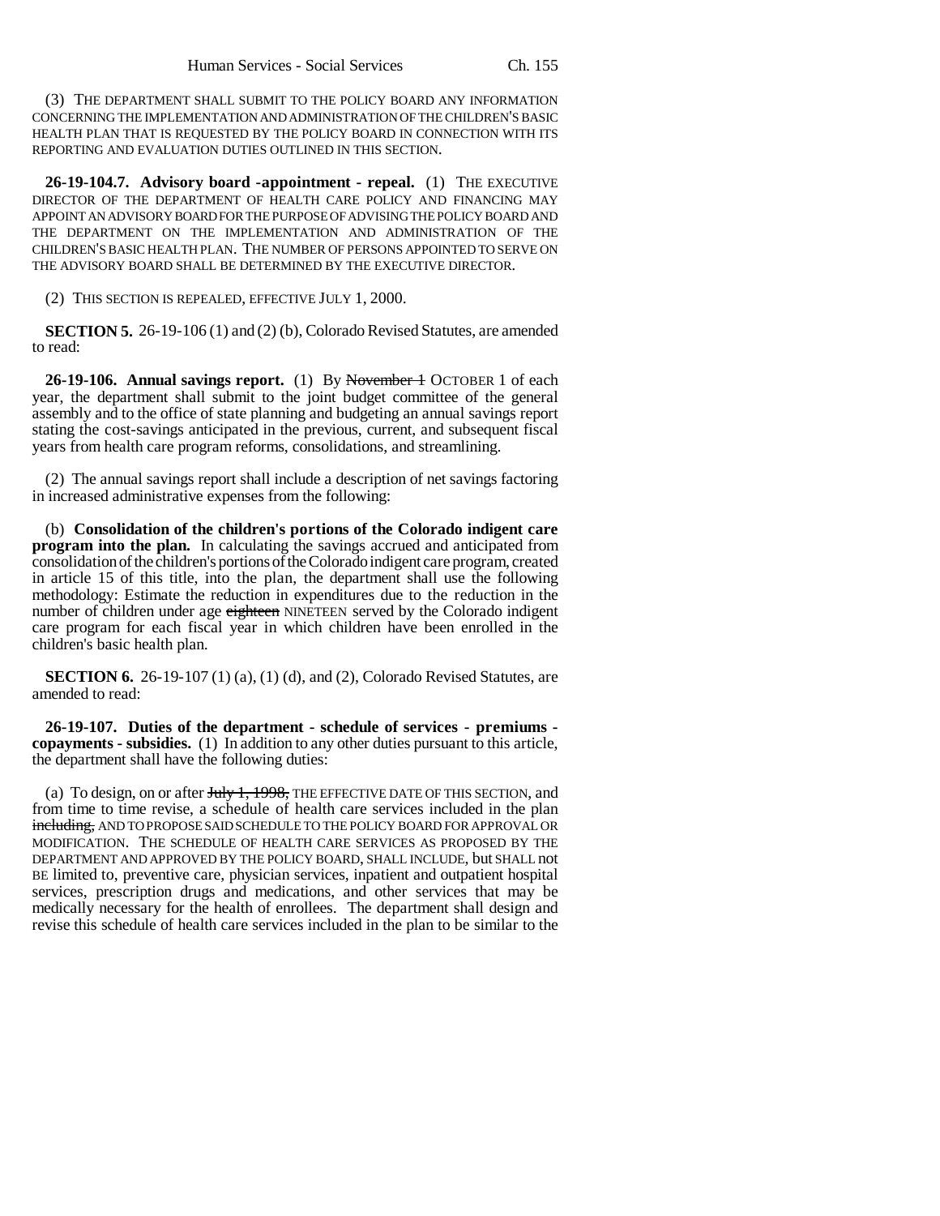(3) THE DEPARTMENT SHALL SUBMIT TO THE POLICY BOARD ANY INFORMATION CONCERNING THE IMPLEMENTATION AND ADMINISTRATION OF THE CHILDREN'S BASIC HEALTH PLAN THAT IS REQUESTED BY THE POLICY BOARD IN CONNECTION WITH ITS REPORTING AND EVALUATION DUTIES OUTLINED IN THIS SECTION.

**26-19-104.7. Advisory board -appointment - repeal.** (1) THE EXECUTIVE DIRECTOR OF THE DEPARTMENT OF HEALTH CARE POLICY AND FINANCING MAY APPOINT AN ADVISORY BOARD FOR THE PURPOSE OF ADVISING THE POLICY BOARD AND THE DEPARTMENT ON THE IMPLEMENTATION AND ADMINISTRATION OF THE CHILDREN'S BASIC HEALTH PLAN. THE NUMBER OF PERSONS APPOINTED TO SERVE ON THE ADVISORY BOARD SHALL BE DETERMINED BY THE EXECUTIVE DIRECTOR.

(2) THIS SECTION IS REPEALED, EFFECTIVE JULY 1, 2000.

**SECTION 5.** 26-19-106 (1) and (2) (b), Colorado Revised Statutes, are amended to read:

**26-19-106. Annual savings report.** (1) By ~~November 1~~ OCTOBER 1 of each year, the department shall submit to the joint budget committee of the general assembly and to the office of state planning and budgeting an annual savings report stating the cost-savings anticipated in the previous, current, and subsequent fiscal years from health care program reforms, consolidations, and streamlining.

(2) The annual savings report shall include a description of net savings factoring in increased administrative expenses from the following:

(b) **Consolidation of the children's portions of the Colorado indigent care program into the plan.** In calculating the savings accrued and anticipated from consolidation of the children's portions of the Colorado indigent care program, created in article 15 of this title, into the plan, the department shall use the following methodology: Estimate the reduction in expenditures due to the reduction in the number of children under age ~~eighteen~~ NINETEEN served by the Colorado indigent care program for each fiscal year in which children have been enrolled in the children's basic health plan.

**SECTION 6.** 26-19-107 (1) (a), (1) (d), and (2), Colorado Revised Statutes, are amended to read:

**26-19-107. Duties of the department - schedule of services - premiums - copayments - subsidies.** (1) In addition to any other duties pursuant to this article, the department shall have the following duties:

(a) To design, on or after ~~July 1, 1998,~~ THE EFFECTIVE DATE OF THIS SECTION, and from time to time revise, a schedule of health care services included in the plan ~~including,~~ AND TO PROPOSE SAID SCHEDULE TO THE POLICY BOARD FOR APPROVAL OR MODIFICATION. THE SCHEDULE OF HEALTH CARE SERVICES AS PROPOSED BY THE DEPARTMENT AND APPROVED BY THE POLICY BOARD, SHALL INCLUDE, but SHALL not BE limited to, preventive care, physician services, inpatient and outpatient hospital services, prescription drugs and medications, and other services that may be medically necessary for the health of enrollees. The department shall design and revise this schedule of health care services included in the plan to be similar to the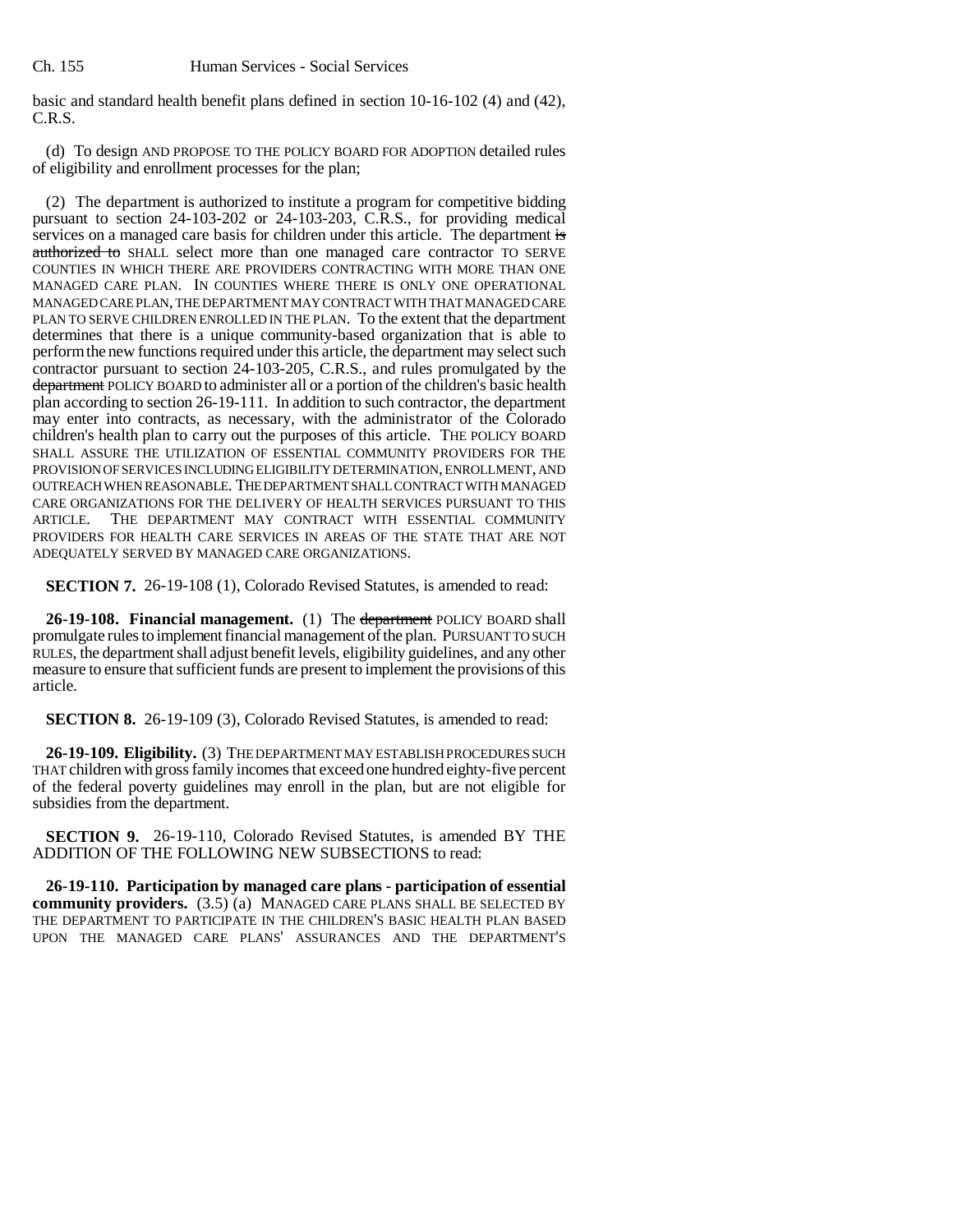basic and standard health benefit plans defined in section 10-16-102 (4) and (42), C.R.S.

(d) To design AND PROPOSE TO THE POLICY BOARD FOR ADOPTION detailed rules of eligibility and enrollment processes for the plan;

(2) The department is authorized to institute a program for competitive bidding pursuant to section 24-103-202 or 24-103-203, C.R.S., for providing medical services on a managed care basis for children under this article. The department ~~is authorized to~~ SHALL select more than one managed care contractor TO SERVE COUNTIES IN WHICH THERE ARE PROVIDERS CONTRACTING WITH MORE THAN ONE MANAGED CARE PLAN. IN COUNTIES WHERE THERE IS ONLY ONE OPERATIONAL MANAGED CARE PLAN, THE DEPARTMENT MAY CONTRACT WITH THAT MANAGED CARE PLAN TO SERVE CHILDREN ENROLLED IN THE PLAN. To the extent that the department determines that there is a unique community-based organization that is able to perform the new functions required under this article, the department may select such contractor pursuant to section 24-103-205, C.R.S., and rules promulgated by the ~~department~~ POLICY BOARD to administer all or a portion of the children's basic health plan according to section 26-19-111. In addition to such contractor, the department may enter into contracts, as necessary, with the administrator of the Colorado children's health plan to carry out the purposes of this article. THE POLICY BOARD SHALL ASSURE THE UTILIZATION OF ESSENTIAL COMMUNITY PROVIDERS FOR THE PROVISION OF SERVICES INCLUDING ELIGIBILITY DETERMINATION, ENROLLMENT, AND OUTREACH WHEN REASONABLE. THE DEPARTMENT SHALL CONTRACT WITH MANAGED CARE ORGANIZATIONS FOR THE DELIVERY OF HEALTH SERVICES PURSUANT TO THIS ARTICLE. THE DEPARTMENT MAY CONTRACT WITH ESSENTIAL COMMUNITY PROVIDERS FOR HEALTH CARE SERVICES IN AREAS OF THE STATE THAT ARE NOT ADEQUATELY SERVED BY MANAGED CARE ORGANIZATIONS.

**SECTION 7.** 26-19-108 (1), Colorado Revised Statutes, is amended to read:

**26-19-108. Financial management.** (1) The ~~department~~ POLICY BOARD shall promulgate rules to implement financial management of the plan. PURSUANT TO SUCH RULES, the department shall adjust benefit levels, eligibility guidelines, and any other measure to ensure that sufficient funds are present to implement the provisions of this article.

**SECTION 8.** 26-19-109 (3), Colorado Revised Statutes, is amended to read:

**26-19-109. Eligibility.** (3) THE DEPARTMENT MAY ESTABLISH PROCEDURES SUCH THAT children with gross family incomes that exceed one hundred eighty-five percent of the federal poverty guidelines may enroll in the plan, but are not eligible for subsidies from the department.

**SECTION 9.** 26-19-110, Colorado Revised Statutes, is amended BY THE ADDITION OF THE FOLLOWING NEW SUBSECTIONS to read:

**26-19-110. Participation by managed care plans - participation of essential community providers.** (3.5) (a) MANAGED CARE PLANS SHALL BE SELECTED BY THE DEPARTMENT TO PARTICIPATE IN THE CHILDREN'S BASIC HEALTH PLAN BASED UPON THE MANAGED CARE PLANS' ASSURANCES AND THE DEPARTMENT'S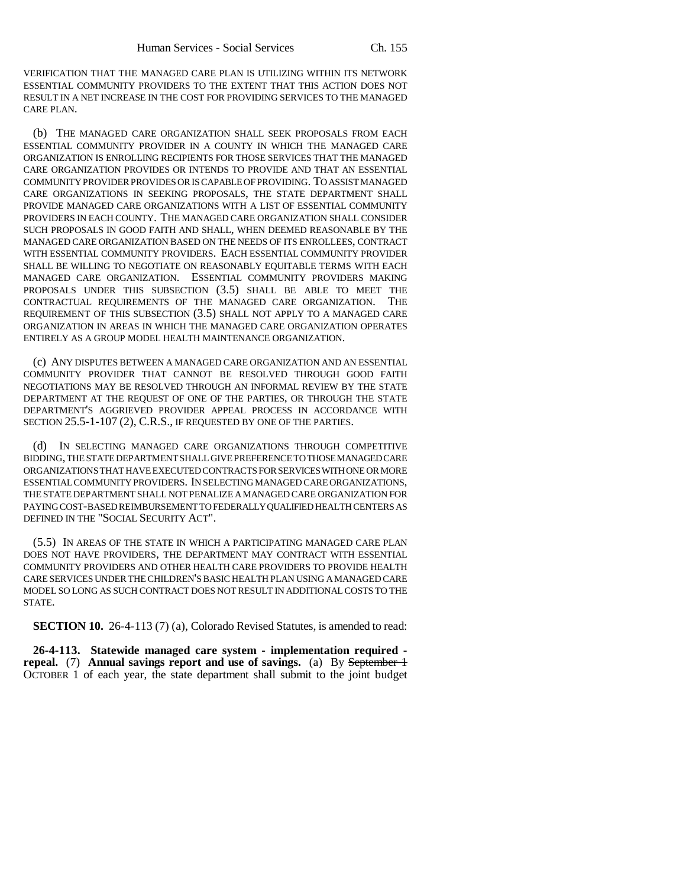VERIFICATION THAT THE MANAGED CARE PLAN IS UTILIZING WITHIN ITS NETWORK ESSENTIAL COMMUNITY PROVIDERS TO THE EXTENT THAT THIS ACTION DOES NOT RESULT IN A NET INCREASE IN THE COST FOR PROVIDING SERVICES TO THE MANAGED CARE PLAN.

(b) THE MANAGED CARE ORGANIZATION SHALL SEEK PROPOSALS FROM EACH ESSENTIAL COMMUNITY PROVIDER IN A COUNTY IN WHICH THE MANAGED CARE ORGANIZATION IS ENROLLING RECIPIENTS FOR THOSE SERVICES THAT THE MANAGED CARE ORGANIZATION PROVIDES OR INTENDS TO PROVIDE AND THAT AN ESSENTIAL COMMUNITY PROVIDER PROVIDES OR IS CAPABLE OF PROVIDING. TO ASSIST MANAGED CARE ORGANIZATIONS IN SEEKING PROPOSALS, THE STATE DEPARTMENT SHALL PROVIDE MANAGED CARE ORGANIZATIONS WITH A LIST OF ESSENTIAL COMMUNITY PROVIDERS IN EACH COUNTY. THE MANAGED CARE ORGANIZATION SHALL CONSIDER SUCH PROPOSALS IN GOOD FAITH AND SHALL, WHEN DEEMED REASONABLE BY THE MANAGED CARE ORGANIZATION BASED ON THE NEEDS OF ITS ENROLLEES, CONTRACT WITH ESSENTIAL COMMUNITY PROVIDERS. EACH ESSENTIAL COMMUNITY PROVIDER SHALL BE WILLING TO NEGOTIATE ON REASONABLY EQUITABLE TERMS WITH EACH MANAGED CARE ORGANIZATION. ESSENTIAL COMMUNITY PROVIDERS MAKING PROPOSALS UNDER THIS SUBSECTION (3.5) SHALL BE ABLE TO MEET THE CONTRACTUAL REQUIREMENTS OF THE MANAGED CARE ORGANIZATION. THE REQUIREMENT OF THIS SUBSECTION (3.5) SHALL NOT APPLY TO A MANAGED CARE ORGANIZATION IN AREAS IN WHICH THE MANAGED CARE ORGANIZATION OPERATES ENTIRELY AS A GROUP MODEL HEALTH MAINTENANCE ORGANIZATION.

(c) ANY DISPUTES BETWEEN A MANAGED CARE ORGANIZATION AND AN ESSENTIAL COMMUNITY PROVIDER THAT CANNOT BE RESOLVED THROUGH GOOD FAITH NEGOTIATIONS MAY BE RESOLVED THROUGH AN INFORMAL REVIEW BY THE STATE DEPARTMENT AT THE REQUEST OF ONE OF THE PARTIES, OR THROUGH THE STATE DEPARTMENT'S AGGRIEVED PROVIDER APPEAL PROCESS IN ACCORDANCE WITH SECTION 25.5-1-107 (2), C.R.S., IF REQUESTED BY ONE OF THE PARTIES.

(d) IN SELECTING MANAGED CARE ORGANIZATIONS THROUGH COMPETITIVE BIDDING, THE STATE DEPARTMENT SHALL GIVE PREFERENCE TO THOSE MANAGED CARE ORGANIZATIONS THAT HAVE EXECUTED CONTRACTS FOR SERVICES WITH ONE OR MORE ESSENTIAL COMMUNITY PROVIDERS. IN SELECTING MANAGED CARE ORGANIZATIONS, THE STATE DEPARTMENT SHALL NOT PENALIZE A MANAGED CARE ORGANIZATION FOR PAYING COST-BASED REIMBURSEMENT TO FEDERALLY QUALIFIED HEALTH CENTERS AS DEFINED IN THE "SOCIAL SECURITY ACT".

(5.5) IN AREAS OF THE STATE IN WHICH A PARTICIPATING MANAGED CARE PLAN DOES NOT HAVE PROVIDERS, THE DEPARTMENT MAY CONTRACT WITH ESSENTIAL COMMUNITY PROVIDERS AND OTHER HEALTH CARE PROVIDERS TO PROVIDE HEALTH CARE SERVICES UNDER THE CHILDREN'S BASIC HEALTH PLAN USING A MANAGED CARE MODEL SO LONG AS SUCH CONTRACT DOES NOT RESULT IN ADDITIONAL COSTS TO THE STATE.

**SECTION 10.** 26-4-113 (7) (a), Colorado Revised Statutes, is amended to read:

**26-4-113. Statewide managed care system - implementation required - repeal.** (7) **Annual savings report and use of savings.** (a) By ~~September 1~~ OCTOBER 1 of each year, the state department shall submit to the joint budget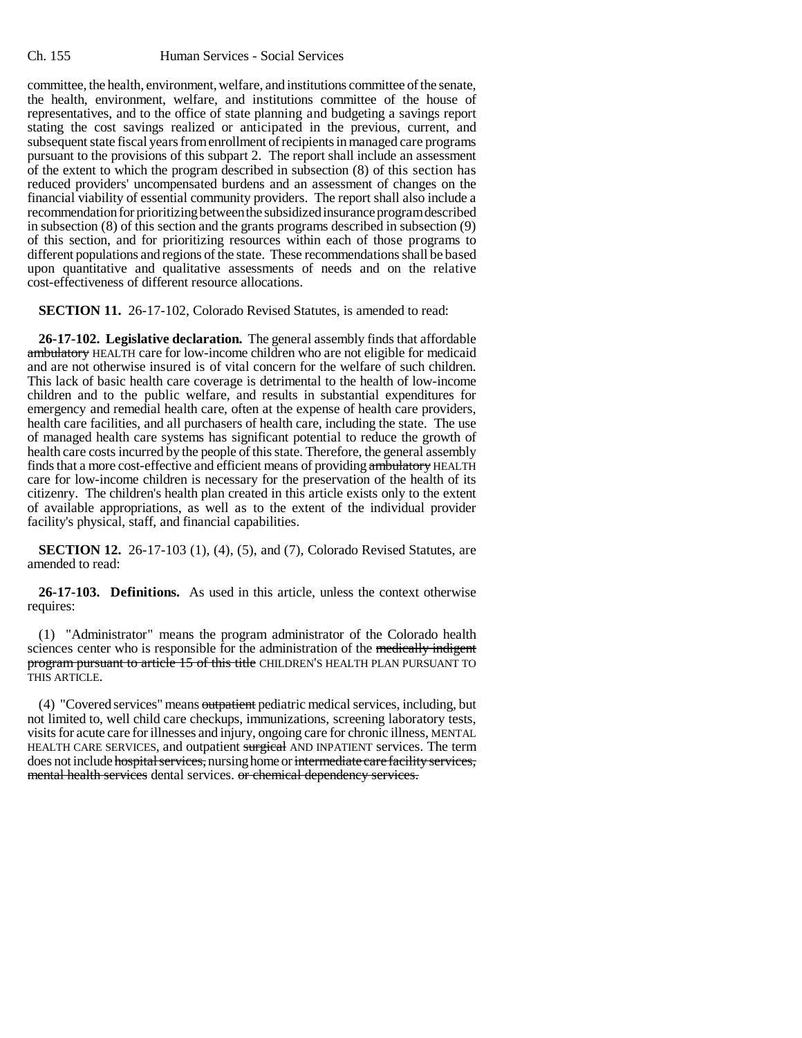committee, the health, environment, welfare, and institutions committee of the senate, the health, environment, welfare, and institutions committee of the house of representatives, and to the office of state planning and budgeting a savings report stating the cost savings realized or anticipated in the previous, current, and subsequent state fiscal years from enrollment of recipients in managed care programs pursuant to the provisions of this subpart 2. The report shall include an assessment of the extent to which the program described in subsection (8) of this section has reduced providers' uncompensated burdens and an assessment of changes on the financial viability of essential community providers. The report shall also include a recommendation for prioritizing between the subsidized insurance program described in subsection (8) of this section and the grants programs described in subsection (9) of this section, and for prioritizing resources within each of those programs to different populations and regions of the state. These recommendations shall be based upon quantitative and qualitative assessments of needs and on the relative cost-effectiveness of different resource allocations.

**SECTION 11.** 26-17-102, Colorado Revised Statutes, is amended to read:

**26-17-102. Legislative declaration.** The general assembly finds that affordable ~~ambulatory~~ HEALTH care for low-income children who are not eligible for medicaid and are not otherwise insured is of vital concern for the welfare of such children. This lack of basic health care coverage is detrimental to the health of low-income children and to the public welfare, and results in substantial expenditures for emergency and remedial health care, often at the expense of health care providers, health care facilities, and all purchasers of health care, including the state. The use of managed health care systems has significant potential to reduce the growth of health care costs incurred by the people of this state. Therefore, the general assembly finds that a more cost-effective and efficient means of providing ~~ambulatory~~ HEALTH care for low-income children is necessary for the preservation of the health of its citizenry. The children's health plan created in this article exists only to the extent of available appropriations, as well as to the extent of the individual provider facility's physical, staff, and financial capabilities.

**SECTION 12.** 26-17-103 (1), (4), (5), and (7), Colorado Revised Statutes, are amended to read:

**26-17-103. Definitions.** As used in this article, unless the context otherwise requires:

(1) "Administrator" means the program administrator of the Colorado health sciences center who is responsible for the administration of the ~~medically indigent program pursuant to article 15 of this title~~ CHILDREN'S HEALTH PLAN PURSUANT TO THIS ARTICLE.

(4) "Covered services" means ~~outpatient~~ pediatric medical services, including, but not limited to, well child care checkups, immunizations, screening laboratory tests, visits for acute care for illnesses and injury, ongoing care for chronic illness, MENTAL HEALTH CARE SERVICES, and outpatient ~~surgical~~ AND INPATIENT services. The term does not include ~~hospital services,~~ nursing home or ~~intermediate care facility services, mental health services~~ dental services. ~~or chemical dependency services.~~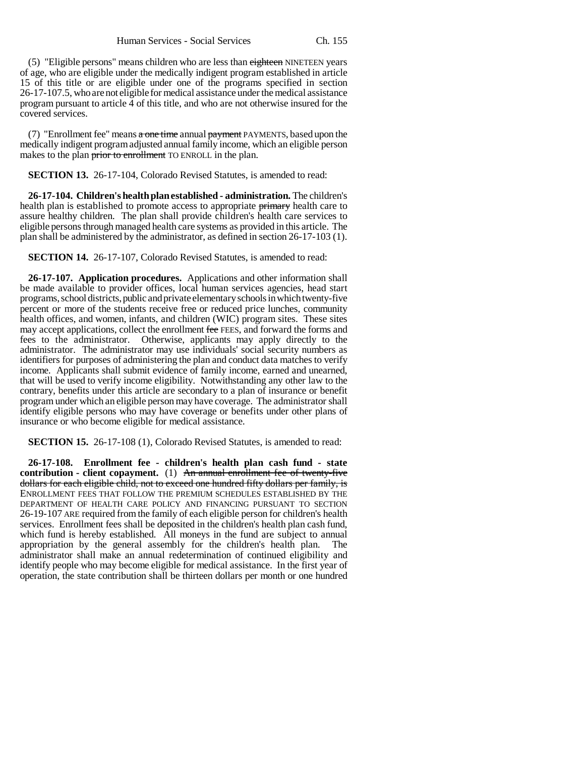(5) "Eligible persons" means children who are less than ~~eighteen~~ NINETEEN years of age, who are eligible under the medically indigent program established in article 15 of this title or are eligible under one of the programs specified in section 26-17-107.5, who are not eligible for medical assistance under the medical assistance program pursuant to article 4 of this title, and who are not otherwise insured for the covered services.

(7) "Enrollment fee" means ~~a one time~~ annual ~~payment~~ PAYMENTS, based upon the medically indigent program adjusted annual family income, which an eligible person makes to the plan ~~prior to enrollment~~ TO ENROLL in the plan.

**SECTION 13.** 26-17-104, Colorado Revised Statutes, is amended to read:

**26-17-104. Children's health plan established - administration.** The children's health plan is established to promote access to appropriate ~~primary~~ health care to assure healthy children. The plan shall provide children's health care services to eligible persons through managed health care systems as provided in this article. The plan shall be administered by the administrator, as defined in section 26-17-103 (1).

**SECTION 14.** 26-17-107, Colorado Revised Statutes, is amended to read:

**26-17-107. Application procedures.** Applications and other information shall be made available to provider offices, local human services agencies, head start programs, school districts, public and private elementary schools in which twenty-five percent or more of the students receive free or reduced price lunches, community health offices, and women, infants, and children (WIC) program sites. These sites may accept applications, collect the enrollment ~~fee~~ FEES, and forward the forms and fees to the administrator. Otherwise, applicants may apply directly to the administrator. The administrator may use individuals' social security numbers as identifiers for purposes of administering the plan and conduct data matches to verify income. Applicants shall submit evidence of family income, earned and unearned, that will be used to verify income eligibility. Notwithstanding any other law to the contrary, benefits under this article are secondary to a plan of insurance or benefit program under which an eligible person may have coverage. The administrator shall identify eligible persons who may have coverage or benefits under other plans of insurance or who become eligible for medical assistance.

**SECTION 15.** 26-17-108 (1), Colorado Revised Statutes, is amended to read:

**26-17-108. Enrollment fee - children's health plan cash fund - state contribution - client copayment.** (1) ~~An annual enrollment fee of twenty-five dollars for each eligible child, not to exceed one hundred fifty dollars per family, is~~ ENROLLMENT FEES THAT FOLLOW THE PREMIUM SCHEDULES ESTABLISHED BY THE DEPARTMENT OF HEALTH CARE POLICY AND FINANCING PURSUANT TO SECTION 26-19-107 ARE required from the family of each eligible person for children's health services. Enrollment fees shall be deposited in the children's health plan cash fund, which fund is hereby established. All moneys in the fund are subject to annual appropriation by the general assembly for the children's health plan. The administrator shall make an annual redetermination of continued eligibility and identify people who may become eligible for medical assistance. In the first year of operation, the state contribution shall be thirteen dollars per month or one hundred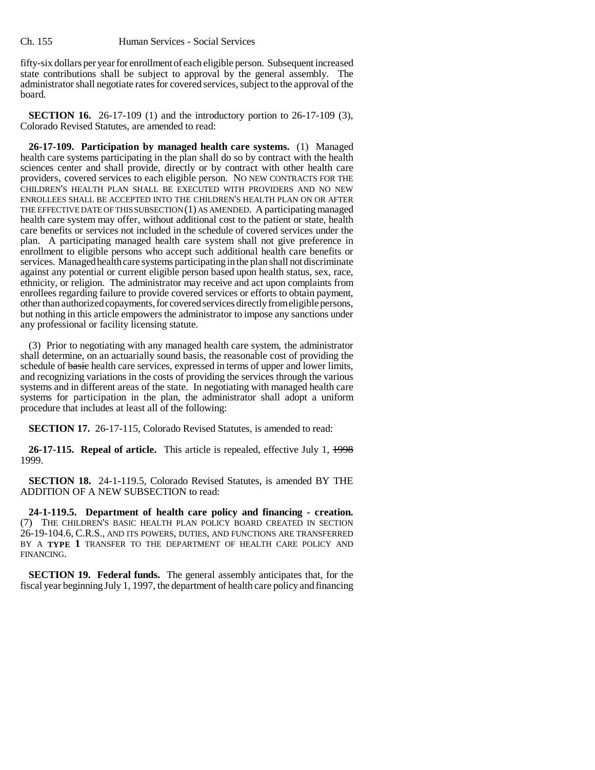fifty-six dollars per year for enrollment of each eligible person. Subsequent increased state contributions shall be subject to approval by the general assembly. The administrator shall negotiate rates for covered services, subject to the approval of the board.

**SECTION 16.** 26-17-109 (1) and the introductory portion to 26-17-109 (3), Colorado Revised Statutes, are amended to read:

**26-17-109. Participation by managed health care systems.** (1) Managed health care systems participating in the plan shall do so by contract with the health sciences center and shall provide, directly or by contract with other health care providers, covered services to each eligible person. NO NEW CONTRACTS FOR THE CHILDREN'S HEALTH PLAN SHALL BE EXECUTED WITH PROVIDERS AND NO NEW ENROLLEES SHALL BE ACCEPTED INTO THE CHILDREN'S HEALTH PLAN ON OR AFTER THE EFFECTIVE DATE OF THIS SUBSECTION (1) AS AMENDED. A participating managed health care system may offer, without additional cost to the patient or state, health care benefits or services not included in the schedule of covered services under the plan. A participating managed health care system shall not give preference in enrollment to eligible persons who accept such additional health care benefits or services. Managed health care systems participating in the plan shall not discriminate against any potential or current eligible person based upon health status, sex, race, ethnicity, or religion. The administrator may receive and act upon complaints from enrollees regarding failure to provide covered services or efforts to obtain payment, other than authorized copayments, for covered services directly from eligible persons, but nothing in this article empowers the administrator to impose any sanctions under any professional or facility licensing statute.

(3) Prior to negotiating with any managed health care system, the administrator shall determine, on an actuarially sound basis, the reasonable cost of providing the schedule of ~~basic~~ health care services, expressed in terms of upper and lower limits, and recognizing variations in the costs of providing the services through the various systems and in different areas of the state. In negotiating with managed health care systems for participation in the plan, the administrator shall adopt a uniform procedure that includes at least all of the following:

**SECTION 17.** 26-17-115, Colorado Revised Statutes, is amended to read:

**26-17-115. Repeal of article.** This article is repealed, effective July 1, ~~1998~~ 1999.

**SECTION 18.** 24-1-119.5, Colorado Revised Statutes, is amended BY THE ADDITION OF A NEW SUBSECTION to read:

**24-1-119.5. Department of health care policy and financing - creation.** (7) THE CHILDREN'S BASIC HEALTH PLAN POLICY BOARD CREATED IN SECTION 26-19-104.6, C.R.S., AND ITS POWERS, DUTIES, AND FUNCTIONS ARE TRANSFERRED BY A **TYPE 1** TRANSFER TO THE DEPARTMENT OF HEALTH CARE POLICY AND FINANCING.

**SECTION 19. Federal funds.** The general assembly anticipates that, for the fiscal year beginning July 1, 1997, the department of health care policy and financing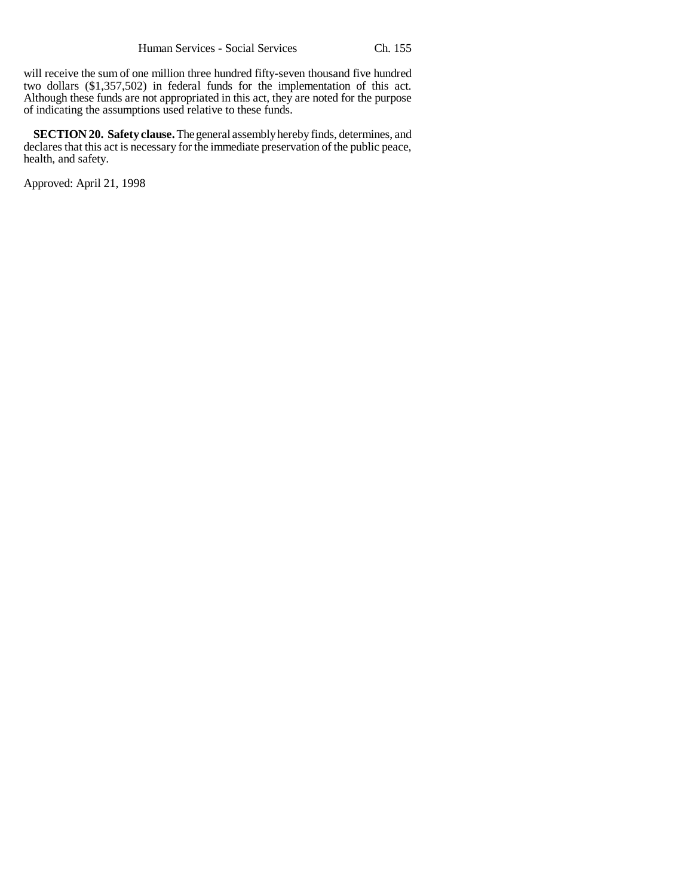will receive the sum of one million three hundred fifty-seven thousand five hundred two dollars ($1,357,502) in federal funds for the implementation of this act. Although these funds are not appropriated in this act, they are noted for the purpose of indicating the assumptions used relative to these funds.

**SECTION 20. Safety clause.** The general assembly hereby finds, determines, and declares that this act is necessary for the immediate preservation of the public peace, health, and safety.

Approved: April 21, 1998